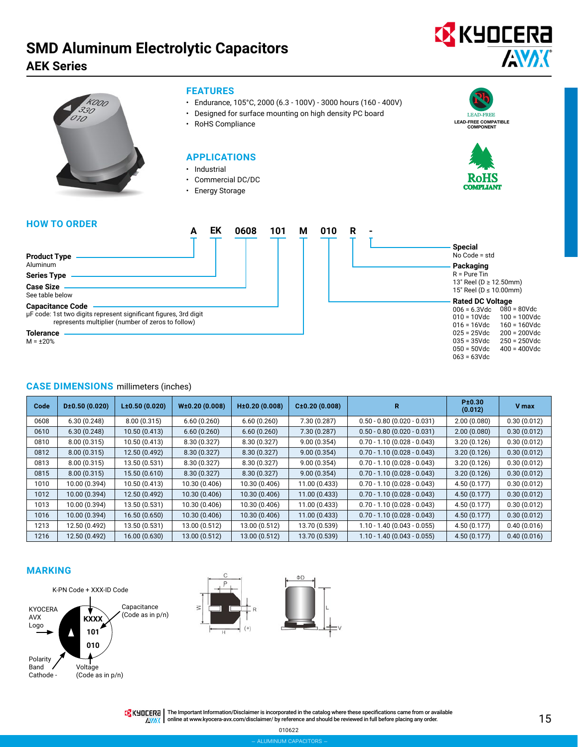# SMD Aluminum Electrolytic Capacitors

## AEK Series

### FEATURES

- Endurance, 105°C, 2000 (6.3 - 100V) - 3000 hours (160 - 400V)
- Designed for surface mounting on high density PC board
- RoHS Compliance

LEAD-FREE
LEAD-FREE COMPATIBLE COMPONENT

RoHS COMPLIANT

### APPLICATIONS

- Industrial
- Commercial DC/DC
- Energy Storage

### HOW TO ORDER

| A | EK | 0608 | 101 | M | 010 | R | - |
|---|---|---|---|---|---|---|---|

**Product Type**
Aluminum

**Series Type**

**Case Size**
See table below

**Capacitance Code**
µF code: 1st two digits represent significant figures, 3rd digit represents multiplier (number of zeros to follow)

**Tolerance**
M = ±20%

**Special**
No Code = std

**Packaging**
R = Pure Tin
13" Reel (D ≥ 12.50mm)
15" Reel (D ≤ 10.00mm)

**Rated DC Voltage**

| | |
|---|---|
| 006 = 6.3Vdc | 080 = 80Vdc |
| 010 = 10Vdc | 100 = 100Vdc |
| 016 = 16Vdc | 160 = 160Vdc |
| 025 = 25Vdc | 200 = 200Vdc |
| 035 = 35Vdc | 250 = 250Vdc |
| 050 = 50Vdc | 400 = 400Vdc |
| 063 = 63Vdc | |

### CASE DIMENSIONS millimeters (inches)

| Code | D±0.50 (0.020) | L±0.50 (0.020) | W±0.20 (0.008) | H±0.20 (0.008) | C±0.20 (0.008) | R | P±0.30 (0.012) | V max |
|---|---|---|---|---|---|---|---|---|
| 0608 | 6.30 (0.248) | 8.00 (0.315) | 6.60 (0.260) | 6.60 (0.260) | 7.30 (0.287) | 0.50 - 0.80 (0.020 - 0.031) | 2.00 (0.080) | 0.30 (0.012) |
| 0610 | 6.30 (0.248) | 10.50 (0.413) | 6.60 (0.260) | 6.60 (0.260) | 7.30 (0.287) | 0.50 - 0.80 (0.020 - 0.031) | 2.00 (0.080) | 0.30 (0.012) |
| 0810 | 8.00 (0.315) | 10.50 (0.413) | 8.30 (0.327) | 8.30 (0.327) | 9.00 (0.354) | 0.70 - 1.10 (0.028 - 0.043) | 3.20 (0.126) | 0.30 (0.012) |
| 0812 | 8.00 (0.315) | 12.50 (0.492) | 8.30 (0.327) | 8.30 (0.327) | 9.00 (0.354) | 0.70 - 1.10 (0.028 - 0.043) | 3.20 (0.126) | 0.30 (0.012) |
| 0813 | 8.00 (0.315) | 13.50 (0.531) | 8.30 (0.327) | 8.30 (0.327) | 9.00 (0.354) | 0.70 - 1.10 (0.028 - 0.043) | 3.20 (0.126) | 0.30 (0.012) |
| 0815 | 8.00 (0.315) | 15.50 (0.610) | 8.30 (0.327) | 8.30 (0.327) | 9.00 (0.354) | 0.70 - 1.10 (0.028 - 0.043) | 3.20 (0.126) | 0.30 (0.012) |
| 1010 | 10.00 (0.394) | 10.50 (0.413) | 10.30 (0.406) | 10.30 (0.406) | 11.00 (0.433) | 0.70 - 1.10 (0.028 - 0.043) | 4.50 (0.177) | 0.30 (0.012) |
| 1012 | 10.00 (0.394) | 12.50 (0.492) | 10.30 (0.406) | 10.30 (0.406) | 11.00 (0.433) | 0.70 - 1.10 (0.028 - 0.043) | 4.50 (0.177) | 0.30 (0.012) |
| 1013 | 10.00 (0.394) | 13.50 (0.531) | 10.30 (0.406) | 10.30 (0.406) | 11.00 (0.433) | 0.70 - 1.10 (0.028 - 0.043) | 4.50 (0.177) | 0.30 (0.012) |
| 1016 | 10.00 (0.394) | 16.50 (0.650) | 10.30 (0.406) | 10.30 (0.406) | 11.00 (0.433) | 0.70 - 1.10 (0.028 - 0.043) | 4.50 (0.177) | 0.30 (0.012) |
| 1213 | 12.50 (0.492) | 13.50 (0.531) | 13.00 (0.512) | 13.00 (0.512) | 13.70 (0.539) | 1.10 - 1.40 (0.043 - 0.055) | 4.50 (0.177) | 0.40 (0.016) |
| 1216 | 12.50 (0.492) | 16.00 (0.630) | 13.00 (0.512) | 13.00 (0.512) | 13.70 (0.539) | 1.10 - 1.40 (0.043 - 0.055) | 4.50 (0.177) | 0.40 (0.016) |

### MARKING

K-PN Code + XXX-ID Code

KYOCERA AVX Logo

Capacitance (Code as in p/n)

KXXX
101
010

Polarity Band Cathode -

Voltage (Code as in p/n)

The Important Information/Disclaimer is incorporated in the catalog where these specifications came from or available online at www.kyocera-avx.com/disclaimer/ by reference and should be reviewed in full before placing any order.

010622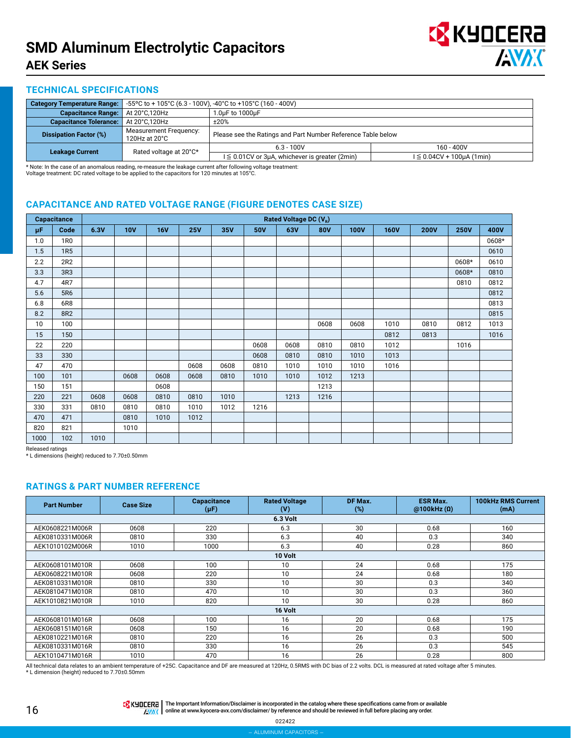# SMD Aluminum Electrolytic Capacitors

## AEK Series

### TECHNICAL SPECIFICATIONS

| Category Temperature Range: | -55ºC to + 105°C (6.3 - 100V), -40°C to +105°C (160 - 400V) | | |
|---|---|---|---|
| Capacitance Range: | At 20°C,120Hz | 1.0µF to 1000µF | |
| Capacitance Tolerance: | At 20°C,120Hz | ±20% | |
| Dissipation Factor (%) | Measurement Frequency: 120Hz at 20°C | Please see the Ratings and Part Number Reference Table below | |
| Leakage Current | Rated voltage at 20°C* | 6.3 - 100V | 160 - 400V |
| | | I ≦ 0.01CV or 3µA, whichever is greater (2min) | I ≦ 0.04CV + 100µA (1min) |

* Note: In the case of an anomalous reading, re-measure the leakage current after following voltage treatment:
Voltage treatment: DC rated voltage to be applied to the capacitors for 120 minutes at 105°C.

### CAPACITANCE AND RATED VOLTAGE RANGE (FIGURE DENOTES CASE SIZE)

| Capacitance | | Rated Voltage DC ($V_R$) | | | | | | | | | | | | |
|---|---|---|---|---|---|---|---|---|---|---|---|---|---|---|
| µF | Code | 6.3V | 10V | 16V | 25V | 35V | 50V | 63V | 80V | 100V | 160V | 200V | 250V | 400V |
| 1.0 | 1R0 | | | | | | | | | | | | | 0608* |
| 1.5 | 1R5 | | | | | | | | | | | | | 0610 |
| 2.2 | 2R2 | | | | | | | | | | | | 0608* | 0610 |
| 3.3 | 3R3 | | | | | | | | | | | | 0608* | 0810 |
| 4.7 | 4R7 | | | | | | | | | | | | 0810 | 0812 |
| 5.6 | 5R6 | | | | | | | | | | | | | 0812 |
| 6.8 | 6R8 | | | | | | | | | | | | | 0813 |
| 8.2 | 8R2 | | | | | | | | | | | | | 0815 |
| 10 | 100 | | | | | | | | 0608 | 0608 | 1010 | 0810 | 0812 | 1013 |
| 15 | 150 | | | | | | | | | | 0812 | 0813 | | 1016 |
| 22 | 220 | | | | | | 0608 | 0608 | 0810 | 0810 | 1012 | | 1016 | |
| 33 | 330 | | | | | | 0608 | 0810 | 0810 | 1010 | 1013 | | | |
| 47 | 470 | | | | 0608 | 0608 | 0810 | 1010 | 1010 | 1010 | 1016 | | | |
| 100 | 101 | | 0608 | 0608 | 0608 | 0810 | 1010 | 1010 | 1012 | 1213 | | | | |
| 150 | 151 | | | 0608 | | | | | 1213 | | | | | |
| 220 | 221 | 0608 | 0608 | 0810 | 0810 | 1010 | | 1213 | 1216 | | | | | |
| 330 | 331 | 0810 | 0810 | 0810 | 1010 | 1012 | 1216 | | | | | | | |
| 470 | 471 | | 0810 | 1010 | 1012 | | | | | | | | | |
| 820 | 821 | | 1010 | | | | | | | | | | | |
| 1000 | 102 | 1010 | | | | | | | | | | | | |

Released ratings
* L dimensions (height) reduced to 7.70±0.50mm

### RATINGS & PART NUMBER REFERENCE

| Part Number | Case Size | Capacitance (µF) | Rated Voltage (V) | DF Max. (%) | ESR Max. @100kHz (Ω) | 100kHz RMS Current (mA) |
|---|---|---|---|---|---|---|
| **6.3 Volt** | | | | | | |
| AEK0608221M006R | 0608 | 220 | 6.3 | 30 | 0.68 | 160 |
| AEK0810331M006R | 0810 | 330 | 6.3 | 40 | 0.3 | 340 |
| AEK1010102M006R | 1010 | 1000 | 6.3 | 40 | 0.28 | 860 |
| **10 Volt** | | | | | | |
| AEK0608101M010R | 0608 | 100 | 10 | 24 | 0.68 | 175 |
| AEK0608221M010R | 0608 | 220 | 10 | 24 | 0.68 | 180 |
| AEK0810331M010R | 0810 | 330 | 10 | 30 | 0.3 | 340 |
| AEK0810471M010R | 0810 | 470 | 10 | 30 | 0.3 | 360 |
| AEK1010821M010R | 1010 | 820 | 10 | 30 | 0.28 | 860 |
| **16 Volt** | | | | | | |
| AEK0608101M016R | 0608 | 100 | 16 | 20 | 0.68 | 175 |
| AEK0608151M016R | 0608 | 150 | 16 | 20 | 0.68 | 190 |
| AEK0810221M016R | 0810 | 220 | 16 | 26 | 0.3 | 500 |
| AEK0810331M016R | 0810 | 330 | 16 | 26 | 0.3 | 545 |
| AEK1010471M016R | 1010 | 470 | 16 | 26 | 0.28 | 800 |

All technical data relates to an ambient temperature of +25C. Capacitance and DF are measured at 120Hz, 0.5RMS with DC bias of 2.2 volts. DCL is measured at rated voltage after 5 minutes.
* L dimension (height) reduced to 7.70±0.50mm

The Important Information/Disclaimer is incorporated in the catalog where these specifications came from or available online at www.kyocera-avx.com/disclaimer/ by reference and should be reviewed in full before placing any order.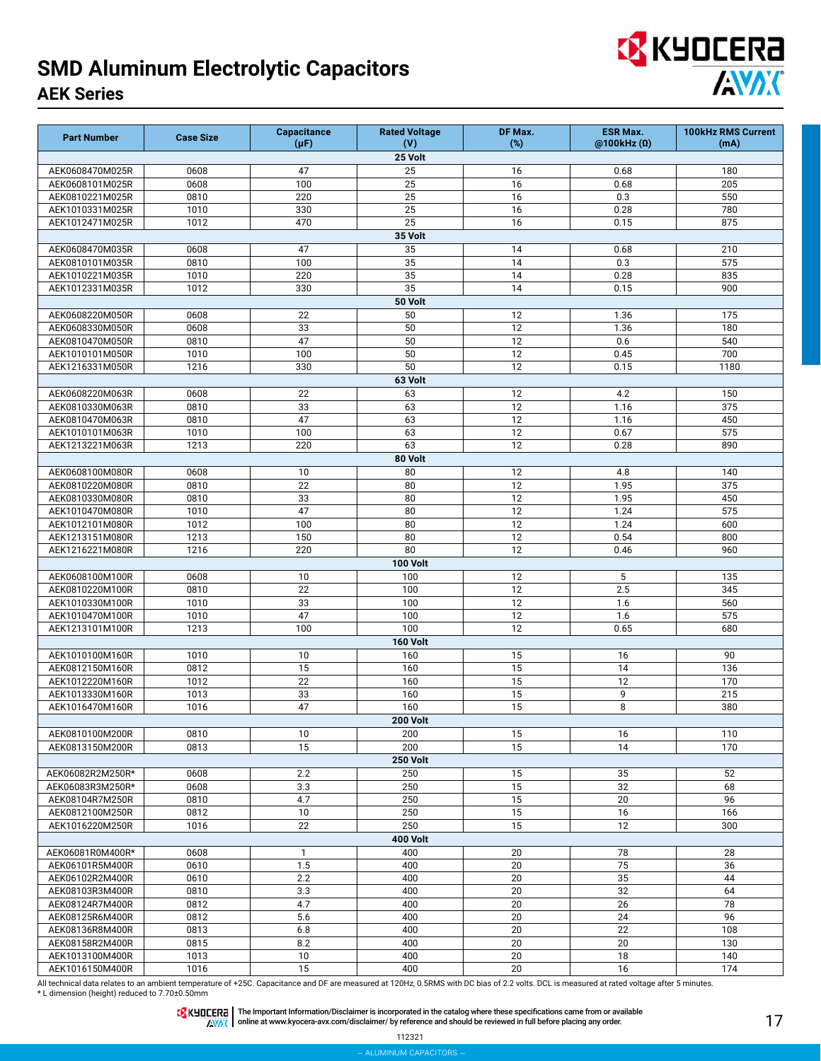# SMD Aluminum Electrolytic Capacitors

## AEK Series

| Part Number | Case Size | Capacitance (μF) | Rated Voltage (V) | DF Max. (%) | ESR Max. @100kHz (Ω) | 100kHz RMS Current (mA) |
|---|---|---|---|---|---|---|
| **25 Volt** | | | | | | |
| AEK0608470M025R | 0608 | 47 | 25 | 16 | 0.68 | 180 |
| AEK0608101M025R | 0608 | 100 | 25 | 16 | 0.68 | 205 |
| AEK0810221M025R | 0810 | 220 | 25 | 16 | 0.3 | 550 |
| AEK1010331M025R | 1010 | 330 | 25 | 16 | 0.28 | 780 |
| AEK1012471M025R | 1012 | 470 | 25 | 16 | 0.15 | 875 |
| **35 Volt** | | | | | | |
| AEK0608470M035R | 0608 | 47 | 35 | 14 | 0.68 | 210 |
| AEK0810101M035R | 0810 | 100 | 35 | 14 | 0.3 | 575 |
| AEK1010221M035R | 1010 | 220 | 35 | 14 | 0.28 | 835 |
| AEK1012331M035R | 1012 | 330 | 35 | 14 | 0.15 | 900 |
| **50 Volt** | | | | | | |
| AEK0608220M050R | 0608 | 22 | 50 | 12 | 1.36 | 175 |
| AEK0608330M050R | 0608 | 33 | 50 | 12 | 1.36 | 180 |
| AEK0810470M050R | 0810 | 47 | 50 | 12 | 0.6 | 540 |
| AEK1010101M050R | 1010 | 100 | 50 | 12 | 0.45 | 700 |
| AEK1216331M050R | 1216 | 330 | 50 | 12 | 0.15 | 1180 |
| **63 Volt** | | | | | | |
| AEK0608220M063R | 0608 | 22 | 63 | 12 | 4.2 | 150 |
| AEK0810330M063R | 0810 | 33 | 63 | 12 | 1.16 | 375 |
| AEK0810470M063R | 0810 | 47 | 63 | 12 | 1.16 | 450 |
| AEK1010101M063R | 1010 | 100 | 63 | 12 | 0.67 | 575 |
| AEK1213221M063R | 1213 | 220 | 63 | 12 | 0.28 | 890 |
| **80 Volt** | | | | | | |
| AEK0608100M080R | 0608 | 10 | 80 | 12 | 4.8 | 140 |
| AEK0810220M080R | 0810 | 22 | 80 | 12 | 1.95 | 375 |
| AEK0810330M080R | 0810 | 33 | 80 | 12 | 1.95 | 450 |
| AEK1010470M080R | 1010 | 47 | 80 | 12 | 1.24 | 575 |
| AEK1012101M080R | 1012 | 100 | 80 | 12 | 1.24 | 600 |
| AEK1213151M080R | 1213 | 150 | 80 | 12 | 0.54 | 800 |
| AEK1216221M080R | 1216 | 220 | 80 | 12 | 0.46 | 960 |
| **100 Volt** | | | | | | |
| AEK0608100M100R | 0608 | 10 | 100 | 12 | 5 | 135 |
| AEK0810220M100R | 0810 | 22 | 100 | 12 | 2.5 | 345 |
| AEK1010330M100R | 1010 | 33 | 100 | 12 | 1.6 | 560 |
| AEK1010470M100R | 1010 | 47 | 100 | 12 | 1.6 | 575 |
| AEK1213101M100R | 1213 | 100 | 100 | 12 | 0.65 | 680 |
| **160 Volt** | | | | | | |
| AEK1010100M160R | 1010 | 10 | 160 | 15 | 16 | 90 |
| AEK0812150M160R | 0812 | 15 | 160 | 15 | 14 | 136 |
| AEK1012220M160R | 1012 | 22 | 160 | 15 | 12 | 170 |
| AEK1013330M160R | 1013 | 33 | 160 | 15 | 9 | 215 |
| AEK1016470M160R | 1016 | 47 | 160 | 15 | 8 | 380 |
| **200 Volt** | | | | | | |
| AEK0810100M200R | 0810 | 10 | 200 | 15 | 16 | 110 |
| AEK0813150M200R | 0813 | 15 | 200 | 15 | 14 | 170 |
| **250 Volt** | | | | | | |
| AEK06082R2M250R* | 0608 | 2.2 | 250 | 15 | 35 | 52 |
| AEK06083R3M250R* | 0608 | 3.3 | 250 | 15 | 32 | 68 |
| AEK08104R7M250R | 0810 | 4.7 | 250 | 15 | 20 | 96 |
| AEK0812100M250R | 0812 | 10 | 250 | 15 | 16 | 166 |
| AEK1016220M250R | 1016 | 22 | 250 | 15 | 12 | 300 |
| **400 Volt** | | | | | | |
| AEK06081R0M400R* | 0608 | 1 | 400 | 20 | 78 | 28 |
| AEK06101R5M400R | 0610 | 1.5 | 400 | 20 | 75 | 36 |
| AEK06102R2M400R | 0610 | 2.2 | 400 | 20 | 35 | 44 |
| AEK08103R3M400R | 0810 | 3.3 | 400 | 20 | 32 | 64 |
| AEK08124R7M400R | 0812 | 4.7 | 400 | 20 | 26 | 78 |
| AEK08125R6M400R | 0812 | 5.6 | 400 | 20 | 24 | 96 |
| AEK08136R8M400R | 0813 | 6.8 | 400 | 20 | 22 | 108 |
| AEK08158R2M400R | 0815 | 8.2 | 400 | 20 | 20 | 130 |
| AEK1013100M400R | 1013 | 10 | 400 | 20 | 18 | 140 |
| AEK1016150M400R | 1016 | 15 | 400 | 20 | 16 | 174 |

All technical data relates to an ambient temperature of +25C. Capacitance and DF are measured at 120Hz, 0.5RMS with DC bias of 2.2 volts. DCL is measured at rated voltage after 5 minutes.
* L dimension (height) reduced to 7.70±0.50mm

The Important Information/Disclaimer is incorporated in the catalog where these specifications came from or available online at www.kyocera-avx.com/disclaimer/ by reference and should be reviewed in full before placing any order.

112321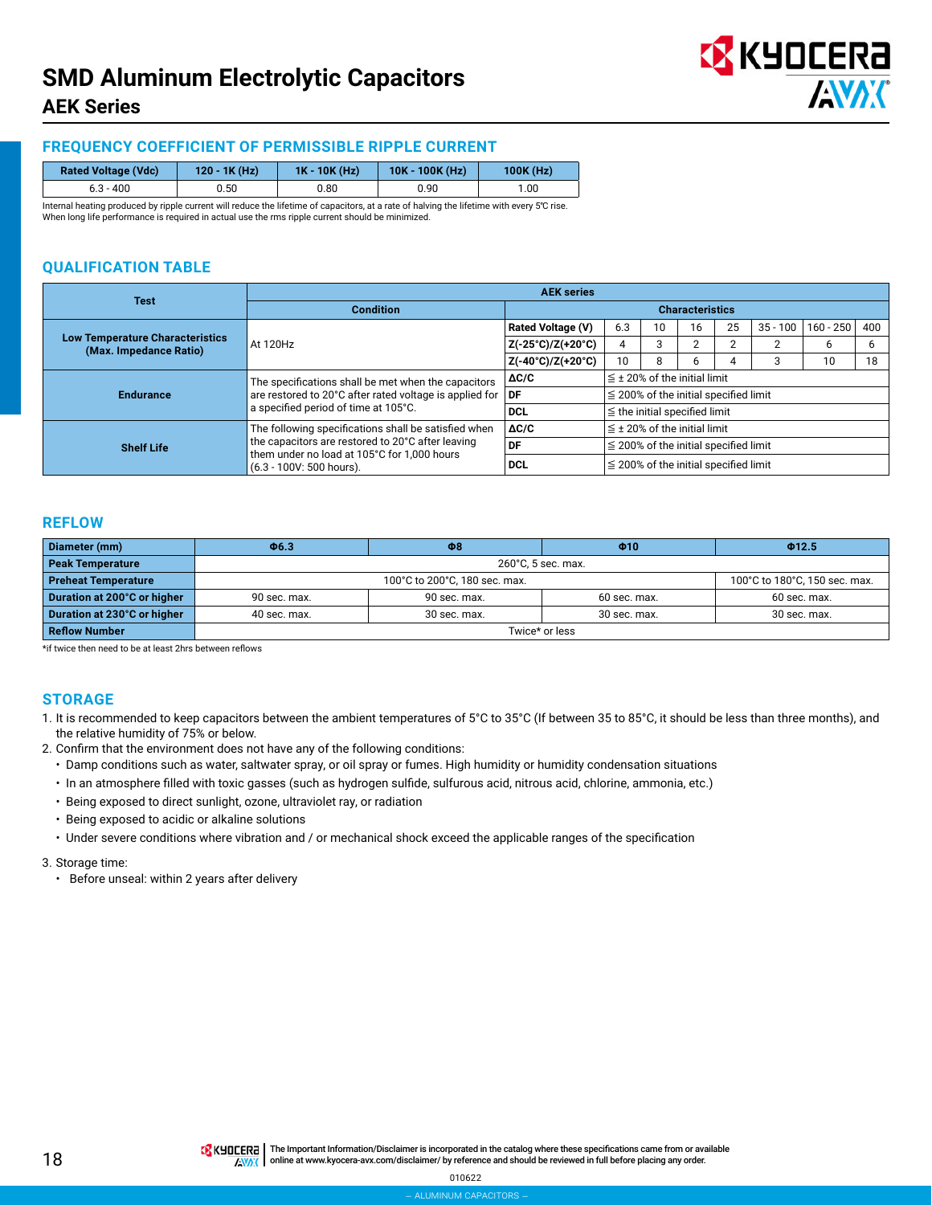# SMD Aluminum Electrolytic Capacitors

## AEK Series

### FREQUENCY COEFFICIENT OF PERMISSIBLE RIPPLE CURRENT

| Rated Voltage (Vdc) | 120 - 1K (Hz) | 1K - 10K (Hz) | 10K - 100K (Hz) | 100K (Hz) |
|---|---|---|---|---|
| 6.3 - 400 | 0.50 | 0.80 | 0.90 | 1.00 |

Internal heating produced by ripple current will reduce the lifetime of capacitors, at a rate of halving the lifetime with every 5℃ rise.
When long life performance is required in actual use the rms ripple current should be minimized.

### QUALIFICATION TABLE

| Test | AEK series | | | | | | | | | |
|---|---|---|---|---|---|---|---|---|---|---|
| | Condition | Characteristics | | | | | | | | |
| Low Temperature Characteristics (Max. Impedance Ratio) | At 120Hz | Rated Voltage (V) | 6.3 | 10 | 16 | 25 | 35 - 100 | 160 - 250 | 400 | |
| | | Z(-25°C)/Z(+20°C) | 4 | 3 | 2 | 2 | 2 | 6 | 6 | |
| | | Z(-40°C)/Z(+20°C) | 10 | 8 | 6 | 4 | 3 | 10 | 18 | |
| Endurance | The specifications shall be met when the capacitors are restored to 20°C after rated voltage is applied for a specified period of time at 105°C. | ΔC/C | ≦ ± 20% of the initial limit | | | | | | | |
| | | DF | ≦ 200% of the initial specified limit | | | | | | | |
| | | DCL | ≦ the initial specified limit | | | | | | | |
| Shelf Life | The following specifications shall be satisfied when the capacitors are restored to 20°C after leaving them under no load at 105°C for 1,000 hours (6.3 - 100V: 500 hours). | ΔC/C | ≦ ± 20% of the initial limit | | | | | | | |
| | | DF | ≦ 200% of the initial specified limit | | | | | | | |
| | | DCL | ≦ 200% of the initial specified limit | | | | | | | |

### REFLOW

| Diameter (mm) | Φ6.3 | Φ8 | Φ10 | Φ12.5 |
|---|---|---|---|---|
| Peak Temperature | 260°C, 5 sec. max. | | | |
| Preheat Temperature | 100°C to 200°C, 180 sec. max. | | | 100°C to 180°C, 150 sec. max. |
| Duration at 200°C or higher | 90 sec. max. | 90 sec. max. | 60 sec. max. | 60 sec. max. |
| Duration at 230°C or higher | 40 sec. max. | 30 sec. max. | 30 sec. max. | 30 sec. max. |
| Reflow Number | Twice* or less | | | |

*if twice then need to be at least 2hrs between reflows

### STORAGE

1. It is recommended to keep capacitors between the ambient temperatures of 5°C to 35°C (If between 35 to 85°C, it should be less than three months), and the relative humidity of 75% or below.
2. Confirm that the environment does not have any of the following conditions:
   - Damp conditions such as water, saltwater spray, or oil spray or fumes. High humidity or humidity condensation situations
   - In an atmosphere filled with toxic gasses (such as hydrogen sulfide, sulfurous acid, nitrous acid, chlorine, ammonia, etc.)
   - Being exposed to direct sunlight, ozone, ultraviolet ray, or radiation
   - Being exposed to acidic or alkaline solutions
   - Under severe conditions where vibration and / or mechanical shock exceed the applicable ranges of the specification
3. Storage time:
   - Before unseal: within 2 years after delivery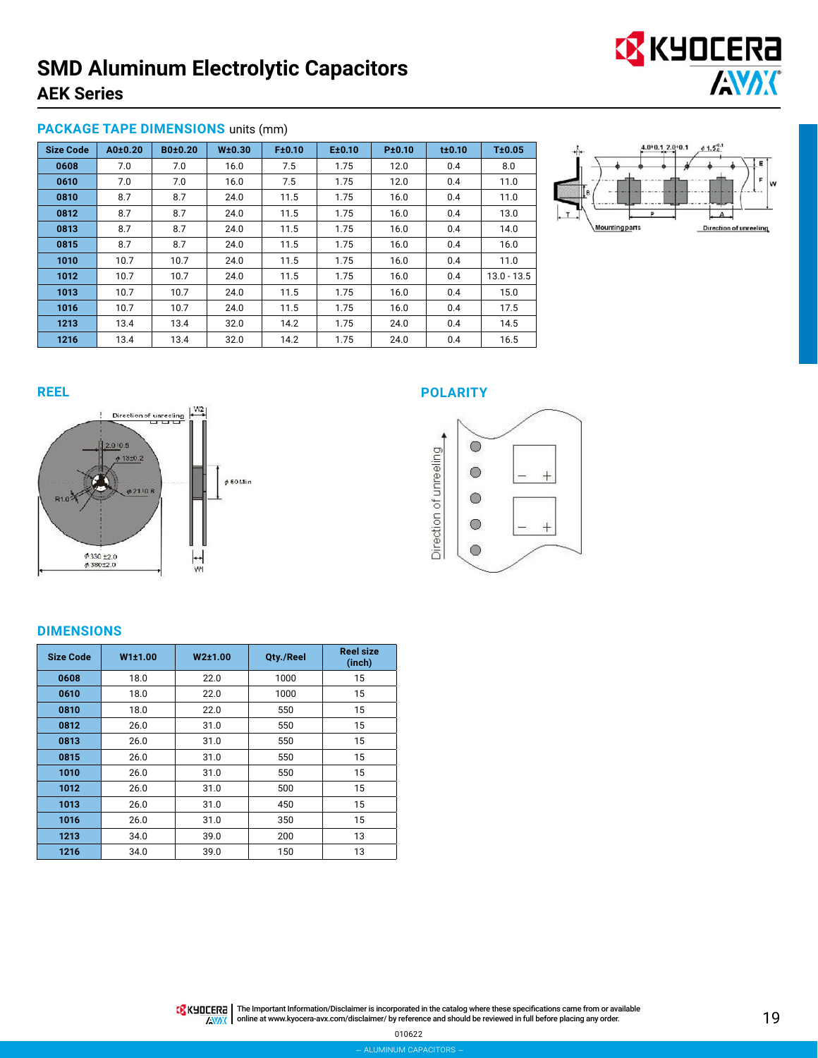# SMD Aluminum Electrolytic Capacitors

## AEK Series

### PACKAGE TAPE DIMENSIONS units (mm)

| Size Code | A0±0.20 | B0±0.20 | W±0.30 | F±0.10 | E±0.10 | P±0.10 | t±0.10 | T±0.05 |
|---|---|---|---|---|---|---|---|---|
| 0608 | 7.0 | 7.0 | 16.0 | 7.5 | 1.75 | 12.0 | 0.4 | 8.0 |
| 0610 | 7.0 | 7.0 | 16.0 | 7.5 | 1.75 | 12.0 | 0.4 | 11.0 |
| 0810 | 8.7 | 8.7 | 24.0 | 11.5 | 1.75 | 16.0 | 0.4 | 11.0 |
| 0812 | 8.7 | 8.7 | 24.0 | 11.5 | 1.75 | 16.0 | 0.4 | 13.0 |
| 0813 | 8.7 | 8.7 | 24.0 | 11.5 | 1.75 | 16.0 | 0.4 | 14.0 |
| 0815 | 8.7 | 8.7 | 24.0 | 11.5 | 1.75 | 16.0 | 0.4 | 16.0 |
| 1010 | 10.7 | 10.7 | 24.0 | 11.5 | 1.75 | 16.0 | 0.4 | 11.0 |
| 1012 | 10.7 | 10.7 | 24.0 | 11.5 | 1.75 | 16.0 | 0.4 | 13.0 - 13.5 |
| 1013 | 10.7 | 10.7 | 24.0 | 11.5 | 1.75 | 16.0 | 0.4 | 15.0 |
| 1016 | 10.7 | 10.7 | 24.0 | 11.5 | 1.75 | 16.0 | 0.4 | 17.5 |
| 1213 | 13.4 | 13.4 | 32.0 | 14.2 | 1.75 | 24.0 | 0.4 | 14.5 |
| 1216 | 13.4 | 13.4 | 32.0 | 14.2 | 1.75 | 24.0 | 0.4 | 16.5 |

4.0±0.1 2.0±0.1 ϕ1.5
E F W B T P A
Mounting parts
Direction of unreeling

### REEL

Direction of unreeling
W2
2.0±0.5
ϕ13±0.2
ϕ21±0.8
R1.0
ϕ60Min
ϕ330 ±2.0
ϕ380±2.0
W1

### POLARITY

Direction of unreeling
− +
− +

### DIMENSIONS

| Size Code | W1±1.00 | W2±1.00 | Qty./Reel | Reel size (inch) |
|---|---|---|---|---|
| 0608 | 18.0 | 22.0 | 1000 | 15 |
| 0610 | 18.0 | 22.0 | 1000 | 15 |
| 0810 | 18.0 | 22.0 | 550 | 15 |
| 0812 | 26.0 | 31.0 | 550 | 15 |
| 0813 | 26.0 | 31.0 | 550 | 15 |
| 0815 | 26.0 | 31.0 | 550 | 15 |
| 1010 | 26.0 | 31.0 | 550 | 15 |
| 1012 | 26.0 | 31.0 | 500 | 15 |
| 1013 | 26.0 | 31.0 | 450 | 15 |
| 1016 | 26.0 | 31.0 | 350 | 15 |
| 1213 | 34.0 | 39.0 | 200 | 13 |
| 1216 | 34.0 | 39.0 | 150 | 13 |

The Important Information/Disclaimer is incorporated in the catalog where these specifications came from or available online at www.kyocera-avx.com/disclaimer/ by reference and should be reviewed in full before placing any order.

010622